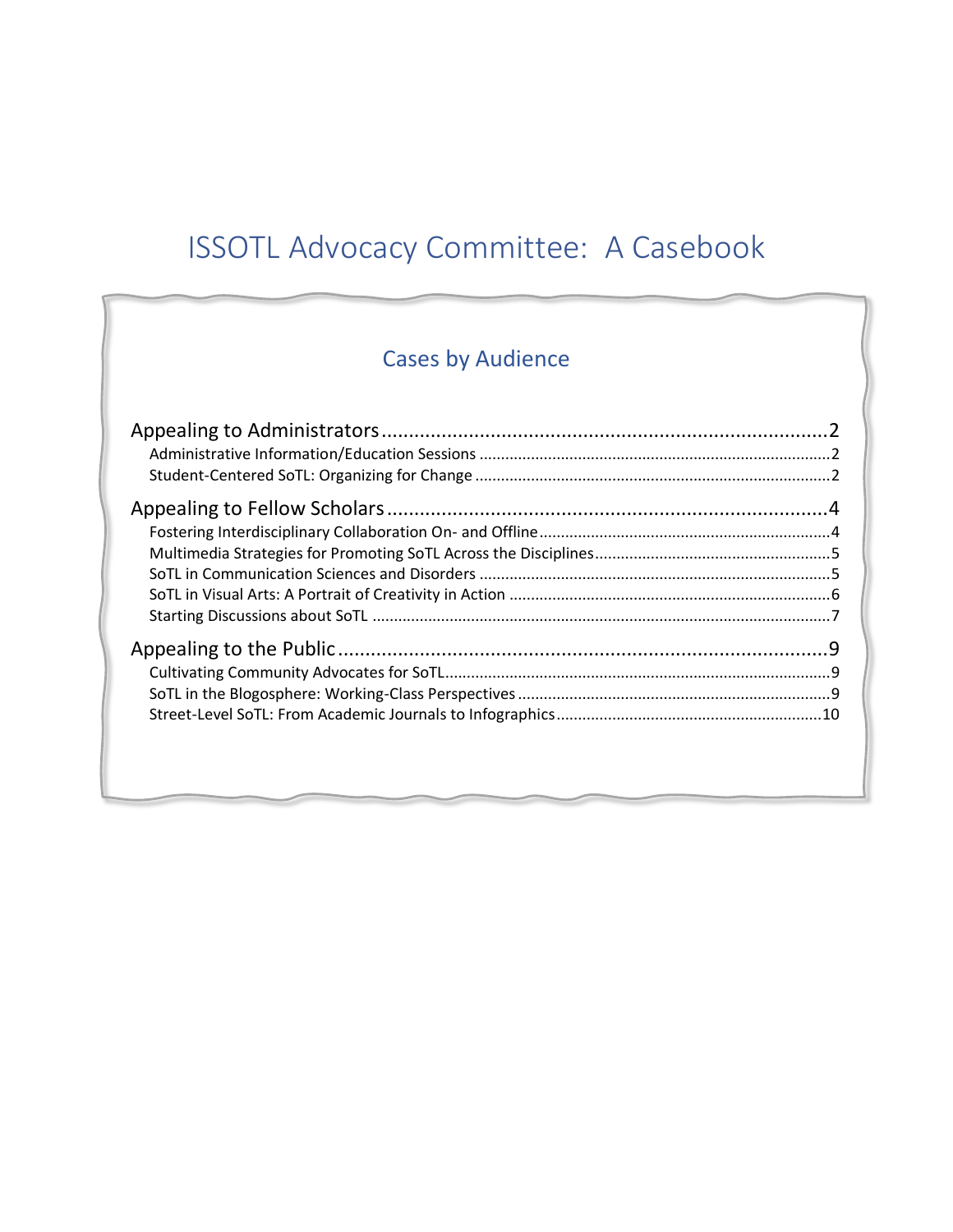# ISSOTL Advocacy Committee: A Casebook

## Cases by Audience

Appealing to Administrators .......... 2
- Administrative Information/Education Sessions .......... 2
- Student-Centered SoTL: Organizing for Change .......... 2

Appealing to Fellow Scholars .......... 4
- Fostering Interdisciplinary Collaboration On- and Offline .......... 4
- Multimedia Strategies for Promoting SoTL Across the Disciplines .......... 5
- SoTL in Communication Sciences and Disorders .......... 5
- SoTL in Visual Arts: A Portrait of Creativity in Action .......... 6
- Starting Discussions about SoTL .......... 7

Appealing to the Public .......... 9
- Cultivating Community Advocates for SoTL .......... 9
- SoTL in the Blogosphere: Working-Class Perspectives .......... 9
- Street-Level SoTL: From Academic Journals to Infographics .......... 10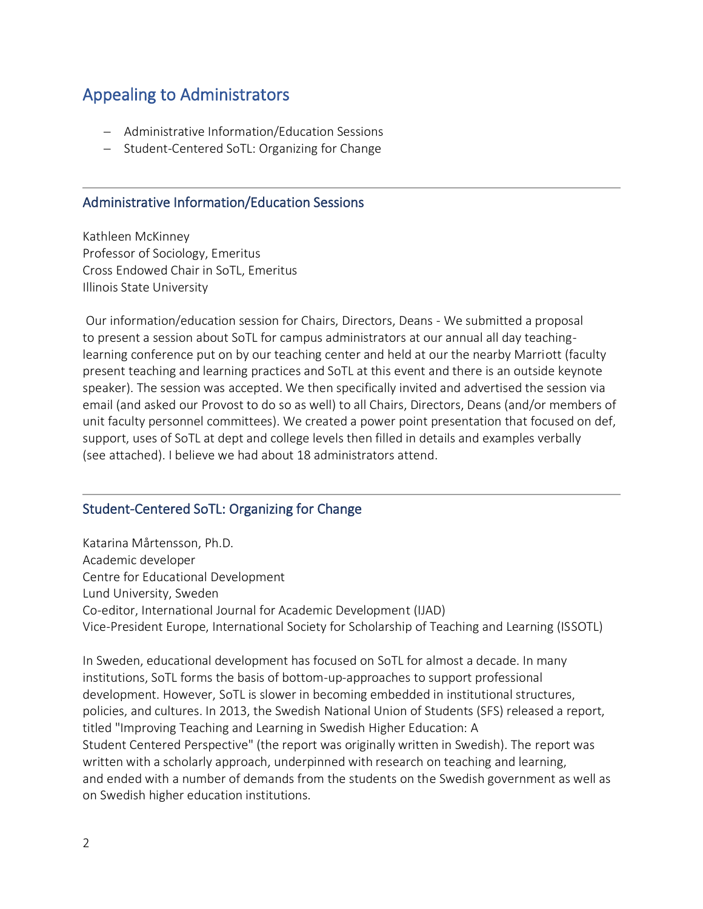# Appealing to Administrators

- Administrative Information/Education Sessions
- Student-Centered SoTL: Organizing for Change

---

## Administrative Information/Education Sessions

Kathleen McKinney
Professor of Sociology, Emeritus
Cross Endowed Chair in SoTL, Emeritus
Illinois State University

Our information/education session for Chairs, Directors, Deans - We submitted a proposal to present a session about SoTL for campus administrators at our annual all day teaching-learning conference put on by our teaching center and held at our the nearby Marriott (faculty present teaching and learning practices and SoTL at this event and there is an outside keynote speaker). The session was accepted. We then specifically invited and advertised the session via email (and asked our Provost to do so as well) to all Chairs, Directors, Deans (and/or members of unit faculty personnel committees). We created a power point presentation that focused on def, support, uses of SoTL at dept and college levels then filled in details and examples verbally (see attached). I believe we had about 18 administrators attend.

---

## Student-Centered SoTL: Organizing for Change

Katarina Mårtensson, Ph.D.
Academic developer
Centre for Educational Development
Lund University, Sweden
Co-editor, International Journal for Academic Development (IJAD)
Vice-President Europe, International Society for Scholarship of Teaching and Learning (ISSOTL)

In Sweden, educational development has focused on SoTL for almost a decade. In many institutions, SoTL forms the basis of bottom-up-approaches to support professional development. However, SoTL is slower in becoming embedded in institutional structures, policies, and cultures. In 2013, the Swedish National Union of Students (SFS) released a report, titled "Improving Teaching and Learning in Swedish Higher Education: A Student Centered Perspective" (the report was originally written in Swedish). The report was written with a scholarly approach, underpinned with research on teaching and learning, and ended with a number of demands from the students on the Swedish government as well as on Swedish higher education institutions.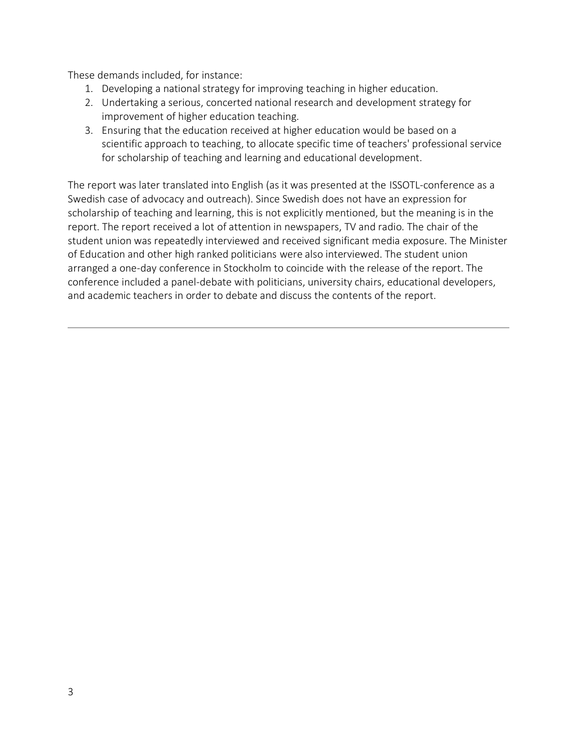These demands included, for instance:

1. Developing a national strategy for improving teaching in higher education.
2. Undertaking a serious, concerted national research and development strategy for improvement of higher education teaching.
3. Ensuring that the education received at higher education would be based on a scientific approach to teaching, to allocate specific time of teachers' professional service for scholarship of teaching and learning and educational development.

The report was later translated into English (as it was presented at the ISSOTL-conference as a Swedish case of advocacy and outreach). Since Swedish does not have an expression for scholarship of teaching and learning, this is not explicitly mentioned, but the meaning is in the report. The report received a lot of attention in newspapers, TV and radio. The chair of the student union was repeatedly interviewed and received significant media exposure. The Minister of Education and other high ranked politicians were also interviewed. The student union arranged a one-day conference in Stockholm to coincide with the release of the report. The conference included a panel-debate with politicians, university chairs, educational developers, and academic teachers in order to debate and discuss the contents of the report.

---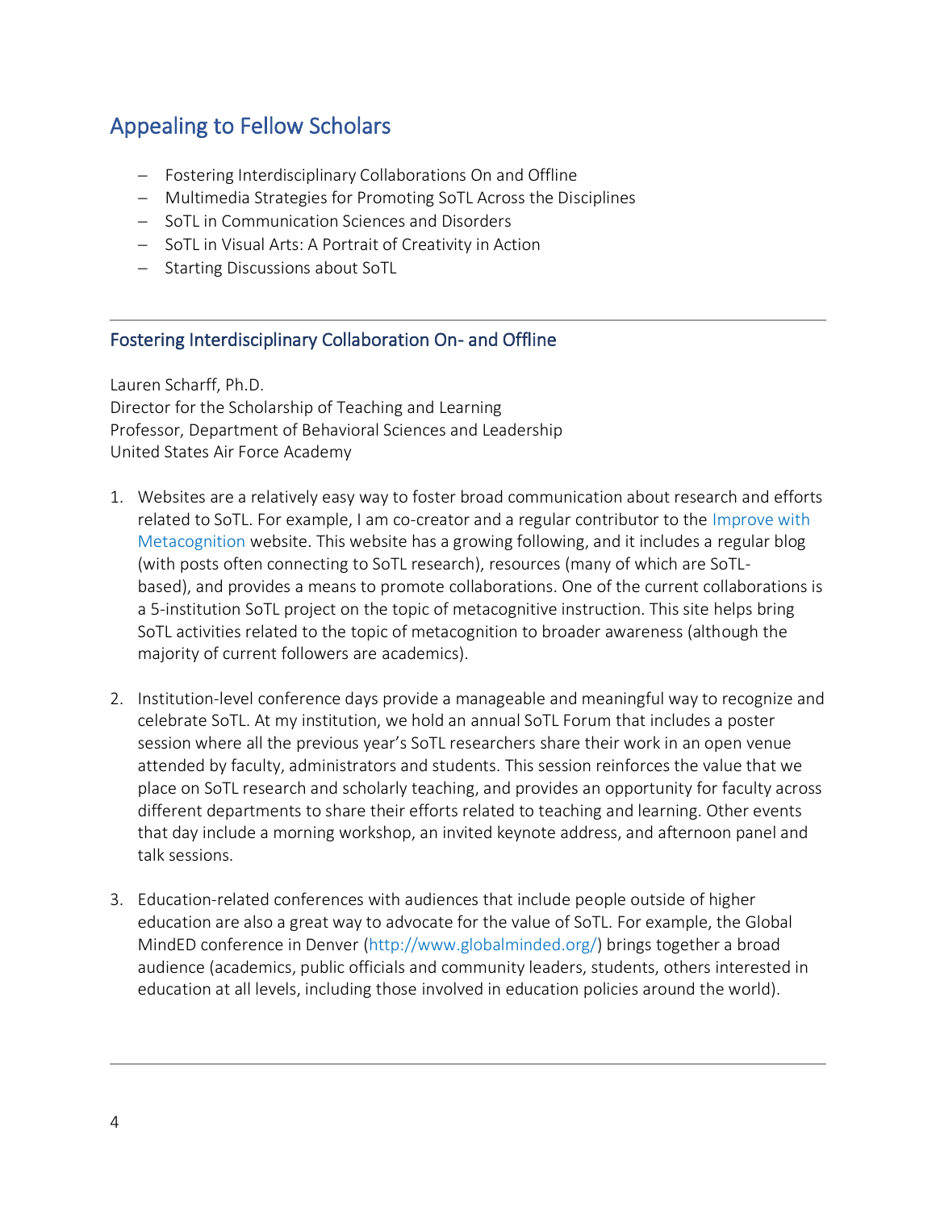## Appealing to Fellow Scholars

- Fostering Interdisciplinary Collaborations On and Offline
- Multimedia Strategies for Promoting SoTL Across the Disciplines
- SoTL in Communication Sciences and Disorders
- SoTL in Visual Arts: A Portrait of Creativity in Action
- Starting Discussions about SoTL

---

### Fostering Interdisciplinary Collaboration On- and Offline

Lauren Scharff, Ph.D.
Director for the Scholarship of Teaching and Learning
Professor, Department of Behavioral Sciences and Leadership
United States Air Force Academy

1. Websites are a relatively easy way to foster broad communication about research and efforts related to SoTL. For example, I am co-creator and a regular contributor to the Improve with Metacognition website. This website has a growing following, and it includes a regular blog (with posts often connecting to SoTL research), resources (many of which are SoTL-based), and provides a means to promote collaborations. One of the current collaborations is a 5-institution SoTL project on the topic of metacognitive instruction. This site helps bring SoTL activities related to the topic of metacognition to broader awareness (although the majority of current followers are academics).

2. Institution-level conference days provide a manageable and meaningful way to recognize and celebrate SoTL. At my institution, we hold an annual SoTL Forum that includes a poster session where all the previous year's SoTL researchers share their work in an open venue attended by faculty, administrators and students. This session reinforces the value that we place on SoTL research and scholarly teaching, and provides an opportunity for faculty across different departments to share their efforts related to teaching and learning. Other events that day include a morning workshop, an invited keynote address, and afternoon panel and talk sessions.

3. Education-related conferences with audiences that include people outside of higher education are also a great way to advocate for the value of SoTL. For example, the Global MindED conference in Denver (http://www.globalminded.org/) brings together a broad audience (academics, public officials and community leaders, students, others interested in education at all levels, including those involved in education policies around the world).

---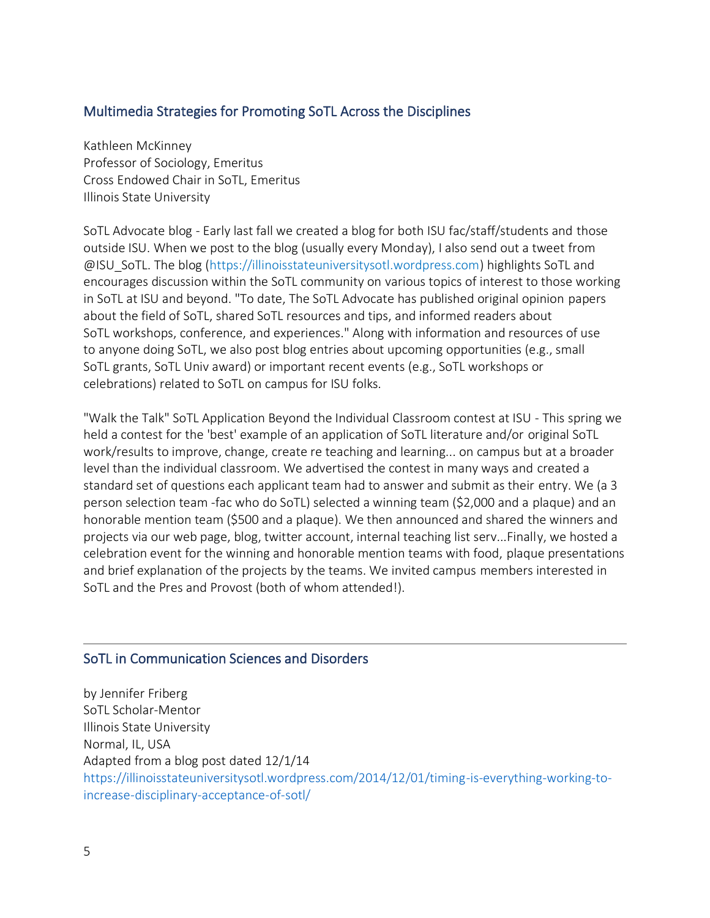## Multimedia Strategies for Promoting SoTL Across the Disciplines

Kathleen McKinney
Professor of Sociology, Emeritus
Cross Endowed Chair in SoTL, Emeritus
Illinois State University

SoTL Advocate blog - Early last fall we created a blog for both ISU fac/staff/students and those outside ISU. When we post to the blog (usually every Monday), I also send out a tweet from @ISU_SoTL. The blog (https://illinoisstateuniversitysotl.wordpress.com) highlights SoTL and encourages discussion within the SoTL community on various topics of interest to those working in SoTL at ISU and beyond. "To date, The SoTL Advocate has published original opinion papers about the field of SoTL, shared SoTL resources and tips, and informed readers about SoTL workshops, conference, and experiences." Along with information and resources of use to anyone doing SoTL, we also post blog entries about upcoming opportunities (e.g., small SoTL grants, SoTL Univ award) or important recent events (e.g., SoTL workshops or celebrations) related to SoTL on campus for ISU folks.

"Walk the Talk" SoTL Application Beyond the Individual Classroom contest at ISU - This spring we held a contest for the 'best' example of an application of SoTL literature and/or original SoTL work/results to improve, change, create re teaching and learning... on campus but at a broader level than the individual classroom. We advertised the contest in many ways and created a standard set of questions each applicant team had to answer and submit as their entry. We (a 3 person selection team -fac who do SoTL) selected a winning team ($2,000 and a plaque) and an honorable mention team ($500 and a plaque). We then announced and shared the winners and projects via our web page, blog, twitter account, internal teaching list serv...Finally, we hosted a celebration event for the winning and honorable mention teams with food, plaque presentations and brief explanation of the projects by the teams. We invited campus members interested in SoTL and the Pres and Provost (both of whom attended!).

---

## SoTL in Communication Sciences and Disorders

by Jennifer Friberg
SoTL Scholar-Mentor
Illinois State University
Normal, IL, USA
Adapted from a blog post dated 12/1/14
https://illinoisstateuniversitysotl.wordpress.com/2014/12/01/timing-is-everything-working-to-increase-disciplinary-acceptance-of-sotl/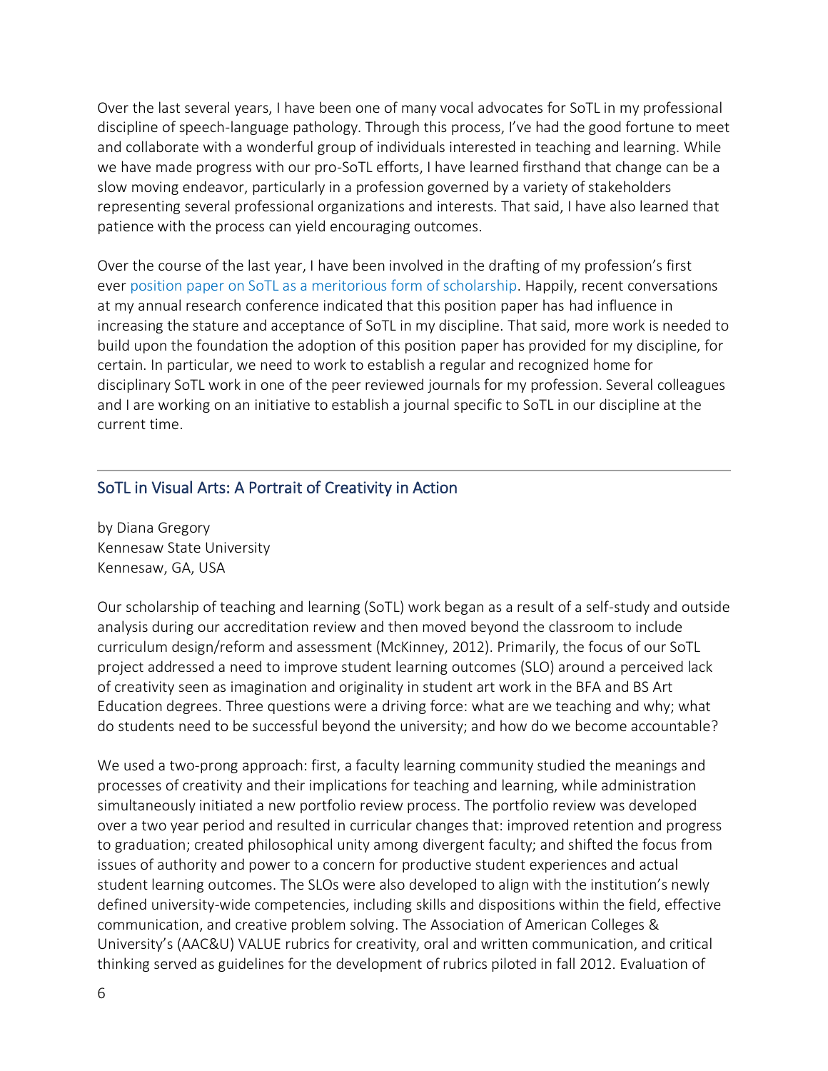Over the last several years, I have been one of many vocal advocates for SoTL in my professional discipline of speech-language pathology. Through this process, I've had the good fortune to meet and collaborate with a wonderful group of individuals interested in teaching and learning. While we have made progress with our pro-SoTL efforts, I have learned firsthand that change can be a slow moving endeavor, particularly in a profession governed by a variety of stakeholders representing several professional organizations and interests. That said, I have also learned that patience with the process can yield encouraging outcomes.

Over the course of the last year, I have been involved in the drafting of my profession's first ever position paper on SoTL as a meritorious form of scholarship. Happily, recent conversations at my annual research conference indicated that this position paper has had influence in increasing the stature and acceptance of SoTL in my discipline. That said, more work is needed to build upon the foundation the adoption of this position paper has provided for my discipline, for certain. In particular, we need to work to establish a regular and recognized home for disciplinary SoTL work in one of the peer reviewed journals for my profession. Several colleagues and I are working on an initiative to establish a journal specific to SoTL in our discipline at the current time.

---

## SoTL in Visual Arts: A Portrait of Creativity in Action

by Diana Gregory
Kennesaw State University
Kennesaw, GA, USA

Our scholarship of teaching and learning (SoTL) work began as a result of a self-study and outside analysis during our accreditation review and then moved beyond the classroom to include curriculum design/reform and assessment (McKinney, 2012). Primarily, the focus of our SoTL project addressed a need to improve student learning outcomes (SLO) around a perceived lack of creativity seen as imagination and originality in student art work in the BFA and BS Art Education degrees. Three questions were a driving force: what are we teaching and why; what do students need to be successful beyond the university; and how do we become accountable?

We used a two-prong approach: first, a faculty learning community studied the meanings and processes of creativity and their implications for teaching and learning, while administration simultaneously initiated a new portfolio review process. The portfolio review was developed over a two year period and resulted in curricular changes that: improved retention and progress to graduation; created philosophical unity among divergent faculty; and shifted the focus from issues of authority and power to a concern for productive student experiences and actual student learning outcomes. The SLOs were also developed to align with the institution's newly defined university-wide competencies, including skills and dispositions within the field, effective communication, and creative problem solving. The Association of American Colleges & University's (AAC&U) VALUE rubrics for creativity, oral and written communication, and critical thinking served as guidelines for the development of rubrics piloted in fall 2012. Evaluation of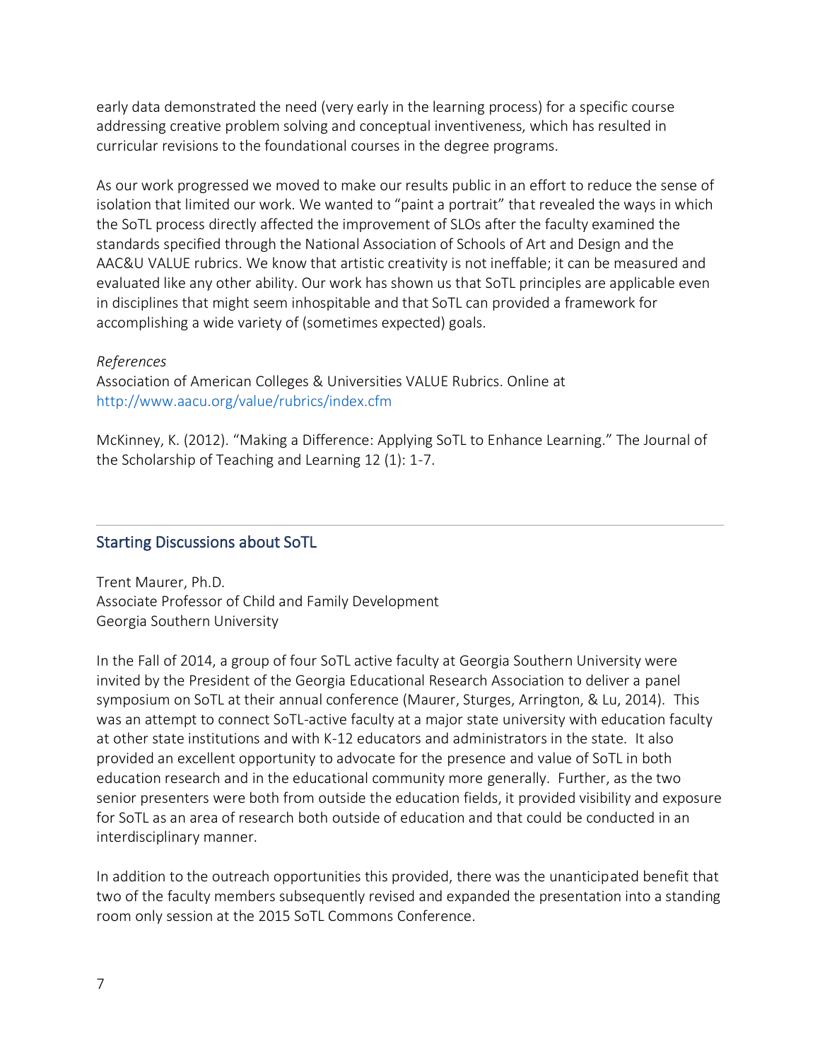early data demonstrated the need (very early in the learning process) for a specific course addressing creative problem solving and conceptual inventiveness, which has resulted in curricular revisions to the foundational courses in the degree programs.

As our work progressed we moved to make our results public in an effort to reduce the sense of isolation that limited our work. We wanted to "paint a portrait" that revealed the ways in which the SoTL process directly affected the improvement of SLOs after the faculty examined the standards specified through the National Association of Schools of Art and Design and the AAC&U VALUE rubrics. We know that artistic creativity is not ineffable; it can be measured and evaluated like any other ability. Our work has shown us that SoTL principles are applicable even in disciplines that might seem inhospitable and that SoTL can provided a framework for accomplishing a wide variety of (sometimes expected) goals.

*References*

Association of American Colleges & Universities VALUE Rubrics. Online at http://www.aacu.org/value/rubrics/index.cfm

McKinney, K. (2012). "Making a Difference: Applying SoTL to Enhance Learning." The Journal of the Scholarship of Teaching and Learning 12 (1): 1-7.

---

## Starting Discussions about SoTL

Trent Maurer, Ph.D.
Associate Professor of Child and Family Development
Georgia Southern University

In the Fall of 2014, a group of four SoTL active faculty at Georgia Southern University were invited by the President of the Georgia Educational Research Association to deliver a panel symposium on SoTL at their annual conference (Maurer, Sturges, Arrington, & Lu, 2014). This was an attempt to connect SoTL-active faculty at a major state university with education faculty at other state institutions and with K-12 educators and administrators in the state. It also provided an excellent opportunity to advocate for the presence and value of SoTL in both education research and in the educational community more generally. Further, as the two senior presenters were both from outside the education fields, it provided visibility and exposure for SoTL as an area of research both outside of education and that could be conducted in an interdisciplinary manner.

In addition to the outreach opportunities this provided, there was the unanticipated benefit that two of the faculty members subsequently revised and expanded the presentation into a standing room only session at the 2015 SoTL Commons Conference.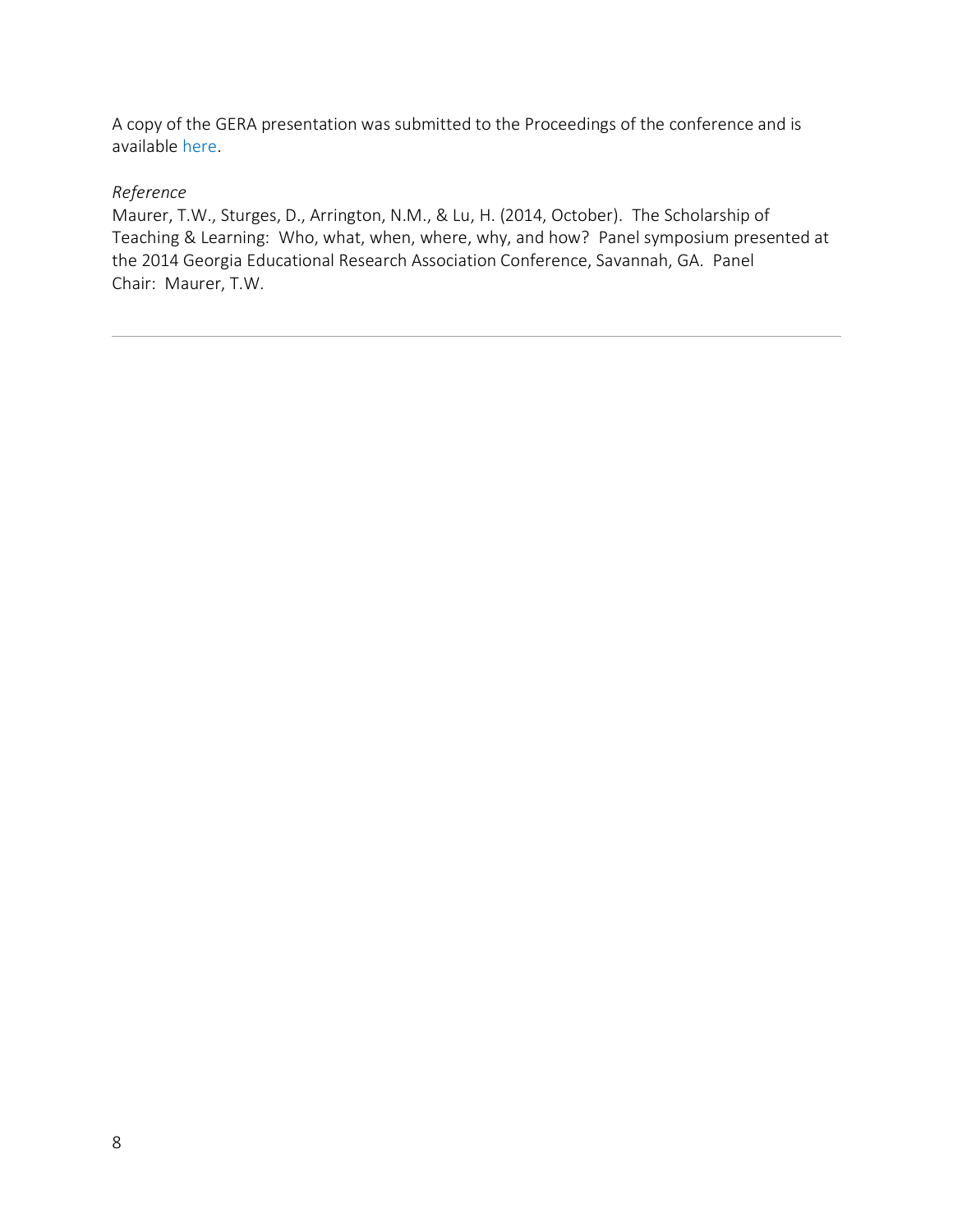A copy of the GERA presentation was submitted to the Proceedings of the conference and is available here.

*Reference*

Maurer, T.W., Sturges, D., Arrington, N.M., & Lu, H. (2014, October). The Scholarship of Teaching & Learning: Who, what, when, where, why, and how? Panel symposium presented at the 2014 Georgia Educational Research Association Conference, Savannah, GA. Panel Chair: Maurer, T.W.

---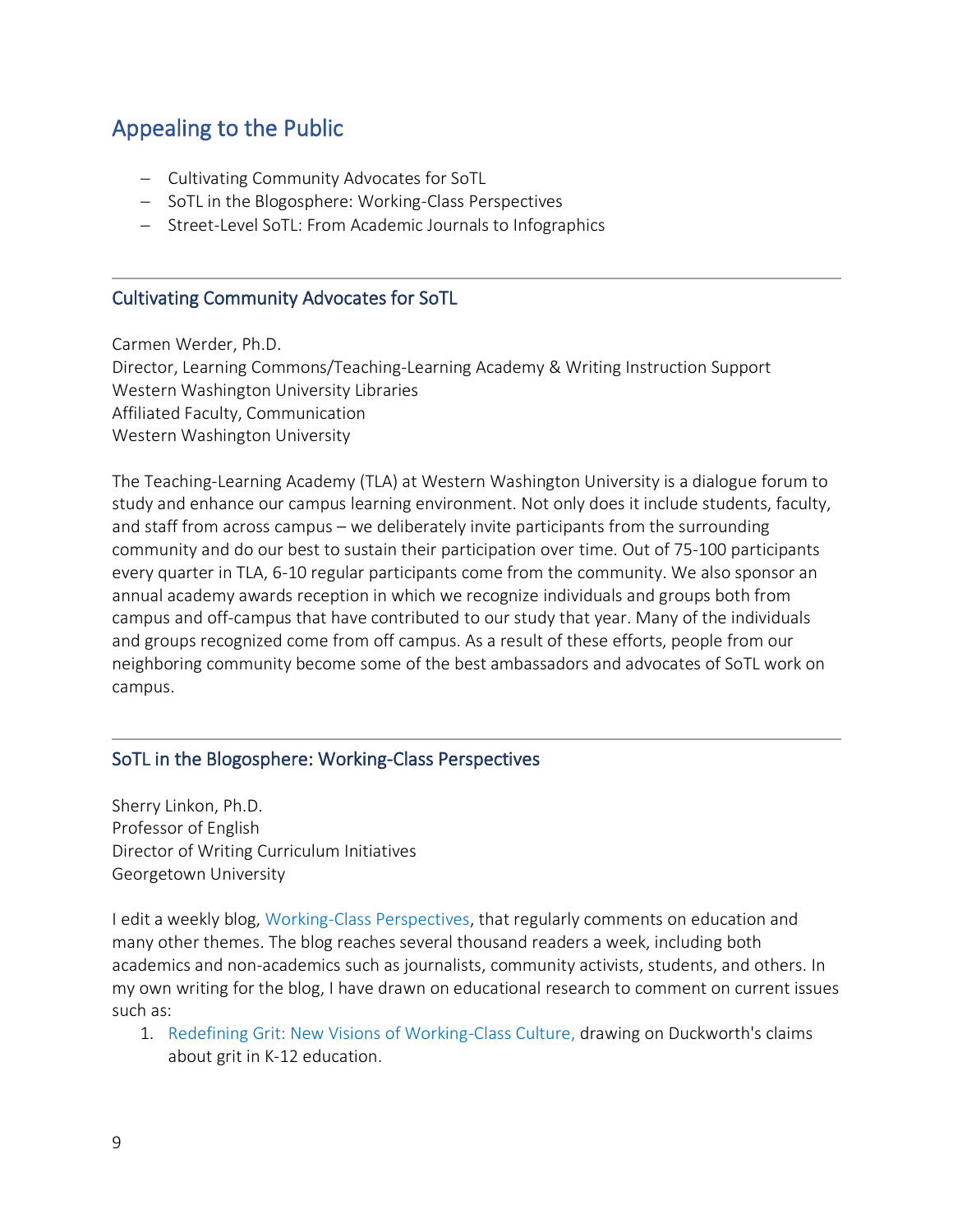## Appealing to the Public

- Cultivating Community Advocates for SoTL
- SoTL in the Blogosphere: Working-Class Perspectives
- Street-Level SoTL: From Academic Journals to Infographics

---

### Cultivating Community Advocates for SoTL

Carmen Werder, Ph.D.
Director, Learning Commons/Teaching-Learning Academy & Writing Instruction Support
Western Washington University Libraries
Affiliated Faculty, Communication
Western Washington University

The Teaching-Learning Academy (TLA) at Western Washington University is a dialogue forum to study and enhance our campus learning environment. Not only does it include students, faculty, and staff from across campus – we deliberately invite participants from the surrounding community and do our best to sustain their participation over time. Out of 75-100 participants every quarter in TLA, 6-10 regular participants come from the community. We also sponsor an annual academy awards reception in which we recognize individuals and groups both from campus and off-campus that have contributed to our study that year. Many of the individuals and groups recognized come from off campus. As a result of these efforts, people from our neighboring community become some of the best ambassadors and advocates of SoTL work on campus.

---

### SoTL in the Blogosphere: Working-Class Perspectives

Sherry Linkon, Ph.D.
Professor of English
Director of Writing Curriculum Initiatives
Georgetown University

I edit a weekly blog, Working-Class Perspectives, that regularly comments on education and many other themes. The blog reaches several thousand readers a week, including both academics and non-academics such as journalists, community activists, students, and others. In my own writing for the blog, I have drawn on educational research to comment on current issues such as:

1. Redefining Grit: New Visions of Working-Class Culture, drawing on Duckworth's claims about grit in K-12 education.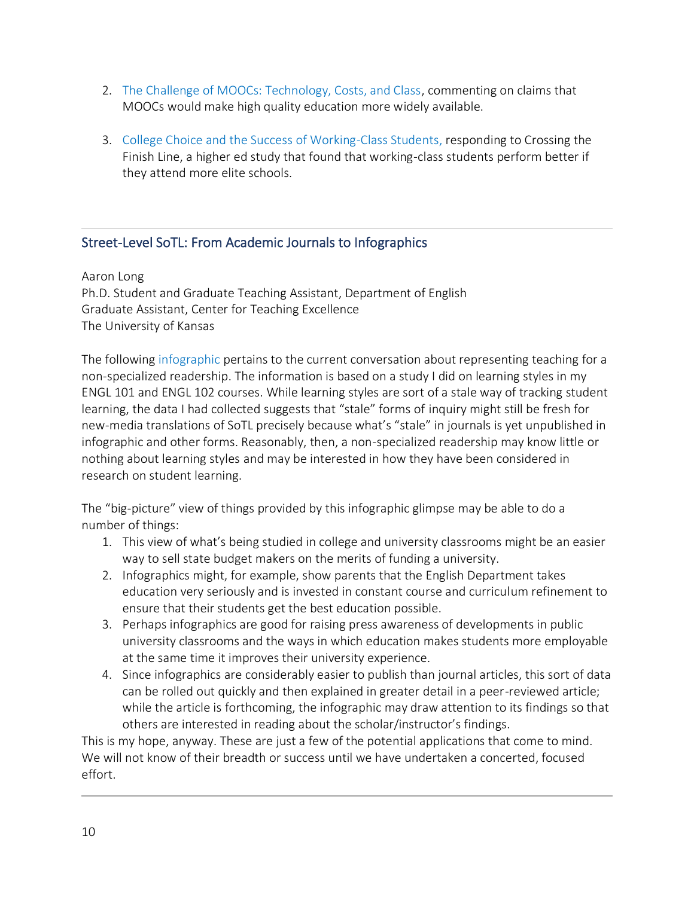2. The Challenge of MOOCs: Technology, Costs, and Class, commenting on claims that MOOCs would make high quality education more widely available.

3. College Choice and the Success of Working-Class Students, responding to Crossing the Finish Line, a higher ed study that found that working-class students perform better if they attend more elite schools.

---

## Street-Level SoTL: From Academic Journals to Infographics

Aaron Long
Ph.D. Student and Graduate Teaching Assistant, Department of English
Graduate Assistant, Center for Teaching Excellence
The University of Kansas

The following infographic pertains to the current conversation about representing teaching for a non-specialized readership. The information is based on a study I did on learning styles in my ENGL 101 and ENGL 102 courses. While learning styles are sort of a stale way of tracking student learning, the data I had collected suggests that "stale" forms of inquiry might still be fresh for new-media translations of SoTL precisely because what's "stale" in journals is yet unpublished in infographic and other forms. Reasonably, then, a non-specialized readership may know little or nothing about learning styles and may be interested in how they have been considered in research on student learning.

The "big-picture" view of things provided by this infographic glimpse may be able to do a number of things:

1. This view of what's being studied in college and university classrooms might be an easier way to sell state budget makers on the merits of funding a university.
2. Infographics might, for example, show parents that the English Department takes education very seriously and is invested in constant course and curriculum refinement to ensure that their students get the best education possible.
3. Perhaps infographics are good for raising press awareness of developments in public university classrooms and the ways in which education makes students more employable at the same time it improves their university experience.
4. Since infographics are considerably easier to publish than journal articles, this sort of data can be rolled out quickly and then explained in greater detail in a peer-reviewed article; while the article is forthcoming, the infographic may draw attention to its findings so that others are interested in reading about the scholar/instructor's findings.

This is my hope, anyway. These are just a few of the potential applications that come to mind. We will not know of their breadth or success until we have undertaken a concerted, focused effort.

---